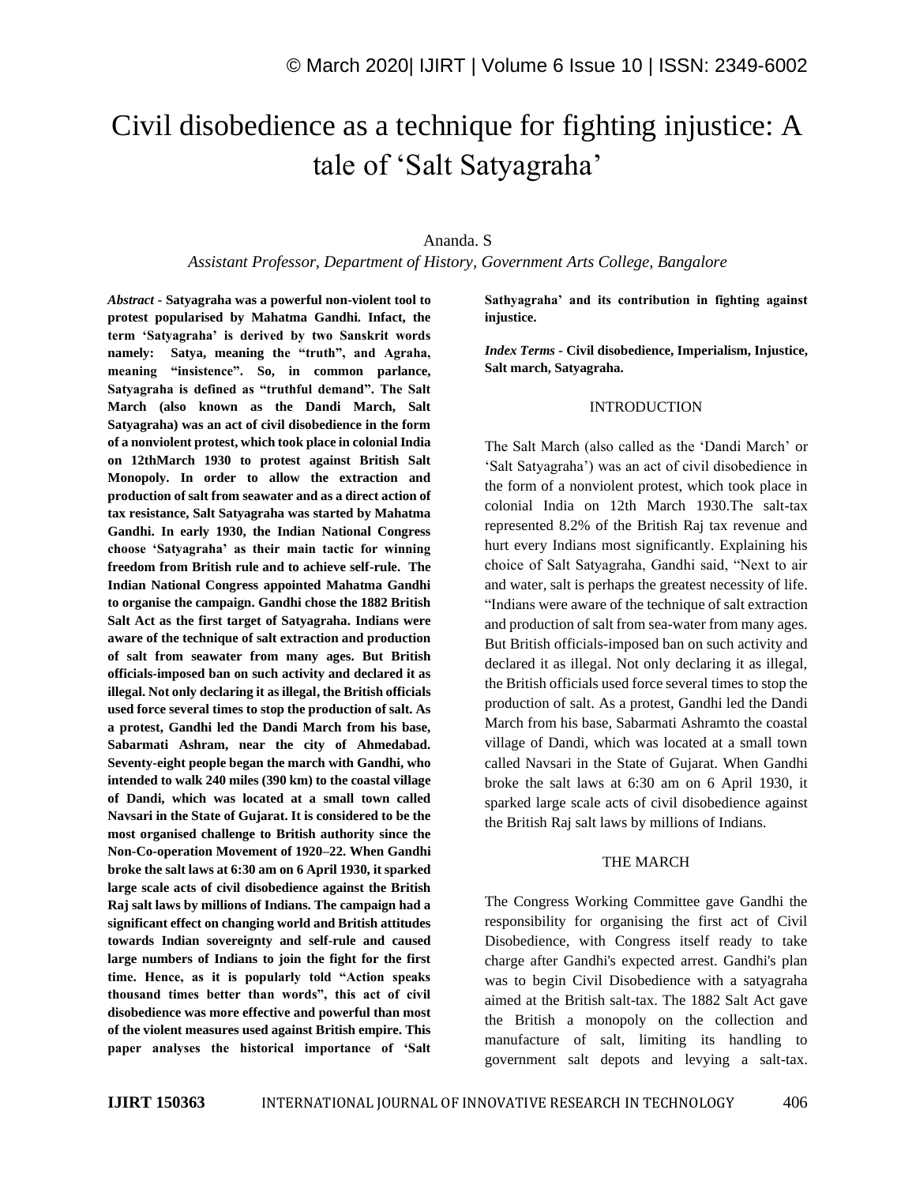# Civil disobedience as a technique for fighting injustice: A tale of 'Salt Satyagraha'

Ananda. S

*Assistant Professor, Department of History, Government Arts College, Bangalore*

***Abstract* - Satyagraha was a powerful non-violent tool to protest popularised by Mahatma Gandhi. Infact, the term 'Satyagraha' is derived by two Sanskrit words namely: Satya, meaning the "truth", and Agraha, meaning "insistence". So, in common parlance, Satyagraha is defined as "truthful demand". The Salt March (also known as the Dandi March, Salt Satyagraha) was an act of civil disobedience in the form of a nonviolent protest, which took place in colonial India on 12thMarch 1930 to protest against British Salt Monopoly. In order to allow the extraction and production of salt from seawater and as a direct action of tax resistance, Salt Satyagraha was started by Mahatma Gandhi. In early 1930, the Indian National Congress choose 'Satyagraha' as their main tactic for winning freedom from British rule and to achieve self-rule. The Indian National Congress appointed Mahatma Gandhi to organise the campaign. Gandhi chose the 1882 British Salt Act as the first target of Satyagraha. Indians were aware of the technique of salt extraction and production of salt from seawater from many ages. But British officials-imposed ban on such activity and declared it as illegal. Not only declaring it as illegal, the British officials used force several times to stop the production of salt. As a protest, Gandhi led the Dandi March from his base, Sabarmati Ashram, near the city of Ahmedabad. Seventy-eight people began the march with Gandhi, who intended to walk 240 miles (390 km) to the coastal village of Dandi, which was located at a small town called Navsari in the State of Gujarat. It is considered to be the most organised challenge to British authority since the Non-Co-operation Movement of 1920–22. When Gandhi broke the salt laws at 6:30 am on 6 April 1930, it sparked large scale acts of civil disobedience against the British Raj salt laws by millions of Indians. The campaign had a significant effect on changing world and British attitudes towards Indian sovereignty and self-rule and caused large numbers of Indians to join the fight for the first time. Hence, as it is popularly told "Action speaks thousand times better than words", this act of civil disobedience was more effective and powerful than most of the violent measures used against British empire. This paper analyses the historical importance of 'Salt Sathyagraha' and its contribution in fighting against injustice.**

***Index Terms* - Civil disobedience, Imperialism, Injustice, Salt march, Satyagraha.**

## INTRODUCTION

The Salt March (also called as the 'Dandi March' or 'Salt Satyagraha') was an act of civil disobedience in the form of a nonviolent protest, which took place in colonial India on 12th March 1930.The salt-tax represented 8.2% of the British Raj tax revenue and hurt every Indians most significantly. Explaining his choice of Salt Satyagraha, Gandhi said, "Next to air and water, salt is perhaps the greatest necessity of life. "Indians were aware of the technique of salt extraction and production of salt from sea-water from many ages. But British officials-imposed ban on such activity and declared it as illegal. Not only declaring it as illegal, the British officials used force several times to stop the production of salt. As a protest, Gandhi led the Dandi March from his base, Sabarmati Ashramto the coastal village of Dandi, which was located at a small town called Navsari in the State of Gujarat. When Gandhi broke the salt laws at 6:30 am on 6 April 1930, it sparked large scale acts of civil disobedience against the British Raj salt laws by millions of Indians.

## THE MARCH

The Congress Working Committee gave Gandhi the responsibility for organising the first act of Civil Disobedience, with Congress itself ready to take charge after Gandhi's expected arrest. Gandhi's plan was to begin Civil Disobedience with a satyagraha aimed at the British salt-tax. The 1882 Salt Act gave the British a monopoly on the collection and manufacture of salt, limiting its handling to government salt depots and levying a salt-tax.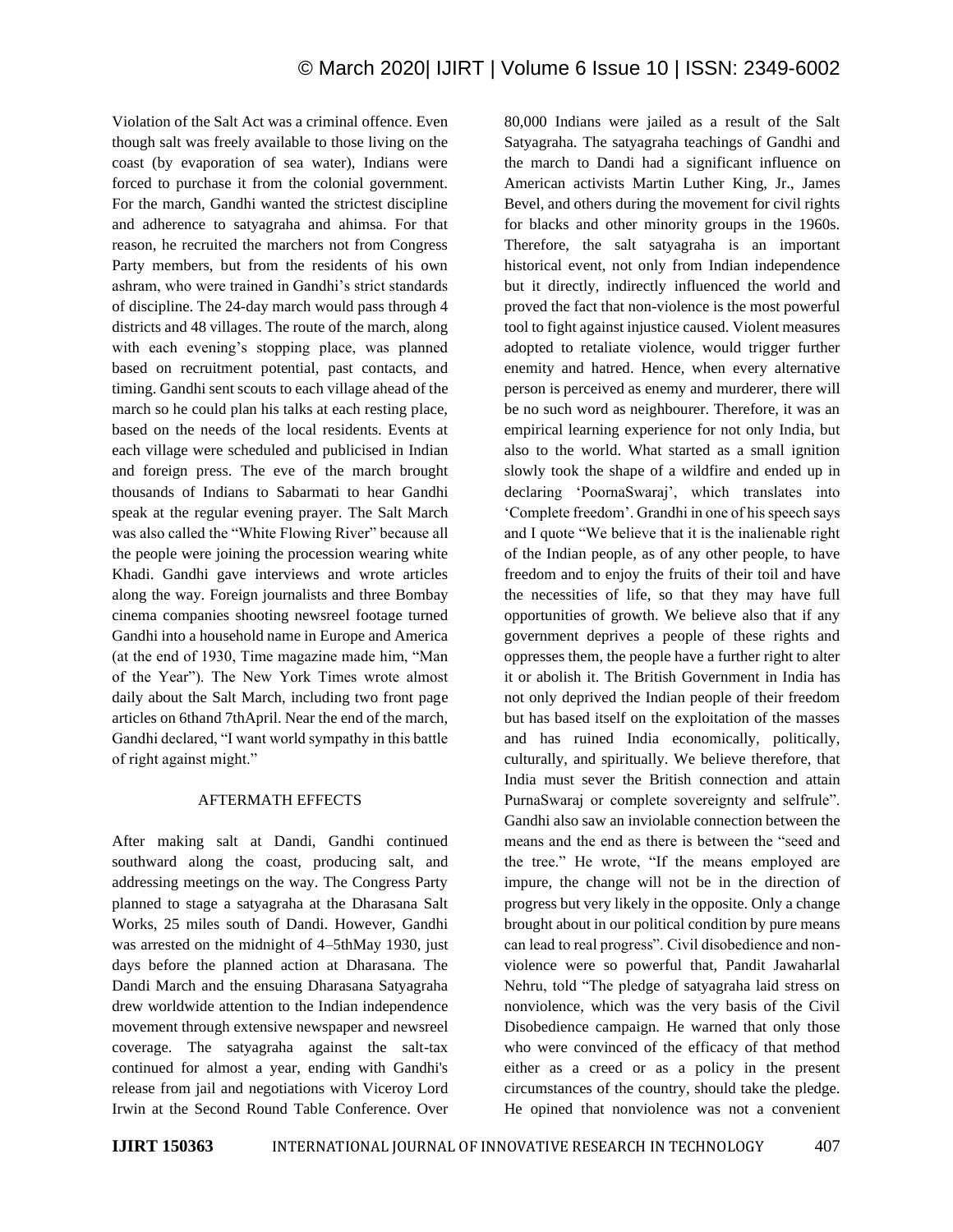Violation of the Salt Act was a criminal offence. Even though salt was freely available to those living on the coast (by evaporation of sea water), Indians were forced to purchase it from the colonial government. For the march, Gandhi wanted the strictest discipline and adherence to satyagraha and ahimsa. For that reason, he recruited the marchers not from Congress Party members, but from the residents of his own ashram, who were trained in Gandhi's strict standards of discipline. The 24-day march would pass through 4 districts and 48 villages. The route of the march, along with each evening's stopping place, was planned based on recruitment potential, past contacts, and timing. Gandhi sent scouts to each village ahead of the march so he could plan his talks at each resting place, based on the needs of the local residents. Events at each village were scheduled and publicised in Indian and foreign press. The eve of the march brought thousands of Indians to Sabarmati to hear Gandhi speak at the regular evening prayer. The Salt March was also called the "White Flowing River" because all the people were joining the procession wearing white Khadi. Gandhi gave interviews and wrote articles along the way. Foreign journalists and three Bombay cinema companies shooting newsreel footage turned Gandhi into a household name in Europe and America (at the end of 1930, Time magazine made him, "Man of the Year"). The New York Times wrote almost daily about the Salt March, including two front page articles on 6thand 7thApril. Near the end of the march, Gandhi declared, "I want world sympathy in this battle of right against might."

## AFTERMATH EFFECTS

After making salt at Dandi, Gandhi continued southward along the coast, producing salt, and addressing meetings on the way. The Congress Party planned to stage a satyagraha at the Dharasana Salt Works, 25 miles south of Dandi. However, Gandhi was arrested on the midnight of 4–5thMay 1930, just days before the planned action at Dharasana. The Dandi March and the ensuing Dharasana Satyagraha drew worldwide attention to the Indian independence movement through extensive newspaper and newsreel coverage. The satyagraha against the salt-tax continued for almost a year, ending with Gandhi's release from jail and negotiations with Viceroy Lord Irwin at the Second Round Table Conference. Over 80,000 Indians were jailed as a result of the Salt Satyagraha. The satyagraha teachings of Gandhi and the march to Dandi had a significant influence on American activists Martin Luther King, Jr., James Bevel, and others during the movement for civil rights for blacks and other minority groups in the 1960s. Therefore, the salt satyagraha is an important historical event, not only from Indian independence but it directly, indirectly influenced the world and proved the fact that non-violence is the most powerful tool to fight against injustice caused. Violent measures adopted to retaliate violence, would trigger further enemity and hatred. Hence, when every alternative person is perceived as enemy and murderer, there will be no such word as neighbourer. Therefore, it was an empirical learning experience for not only India, but also to the world. What started as a small ignition slowly took the shape of a wildfire and ended up in declaring 'PoornaSwaraj', which translates into 'Complete freedom'. Grandhi in one of his speech says and I quote "We believe that it is the inalienable right of the Indian people, as of any other people, to have freedom and to enjoy the fruits of their toil and have the necessities of life, so that they may have full opportunities of growth. We believe also that if any government deprives a people of these rights and oppresses them, the people have a further right to alter it or abolish it. The British Government in India has not only deprived the Indian people of their freedom but has based itself on the exploitation of the masses and has ruined India economically, politically, culturally, and spiritually. We believe therefore, that India must sever the British connection and attain PurnaSwaraj or complete sovereignty and selfrule". Gandhi also saw an inviolable connection between the means and the end as there is between the "seed and the tree." He wrote, "If the means employed are impure, the change will not be in the direction of progress but very likely in the opposite. Only a change brought about in our political condition by pure means can lead to real progress". Civil disobedience and non-violence were so powerful that, Pandit Jawaharlal Nehru, told "The pledge of satyagraha laid stress on nonviolence, which was the very basis of the Civil Disobedience campaign. He warned that only those who were convinced of the efficacy of that method either as a creed or as a policy in the present circumstances of the country, should take the pledge. He opined that nonviolence was not a convenient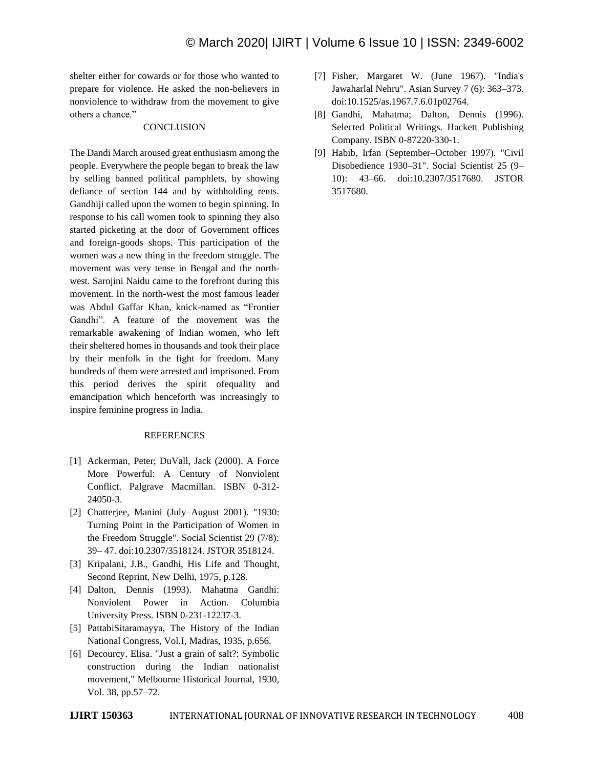shelter either for cowards or for those who wanted to prepare for violence. He asked the non-believers in nonviolence to withdraw from the movement to give others a chance."

## CONCLUSION

The Dandi March aroused great enthusiasm among the people. Everywhere the people began to break the law by selling banned political pamphlets, by showing defiance of section 144 and by withholding rents. Gandhiji called upon the women to begin spinning. In response to his call women took to spinning they also started picketing at the door of Government offices and foreign-goods shops. This participation of the women was a new thing in the freedom struggle. The movement was very tense in Bengal and the north-west. Sarojini Naidu came to the forefront during this movement. In the north-west the most famous leader was Abdul Gaffar Khan, knick-named as "Frontier Gandhi". A feature of the movement was the remarkable awakening of Indian women, who left their sheltered homes in thousands and took their place by their menfolk in the fight for freedom. Many hundreds of them were arrested and imprisoned. From this period derives the spirit ofequality and emancipation which henceforth was increasingly to inspire feminine progress in India.

## REFERENCES

[1] Ackerman, Peter; DuVall, Jack (2000). A Force More Powerful: A Century of Nonviolent Conflict. Palgrave Macmillan. ISBN 0-312-24050-3.

[2] Chatterjee, Manini (July–August 2001). "1930: Turning Point in the Participation of Women in the Freedom Struggle". Social Scientist 29 (7/8): 39– 47. doi:10.2307/3518124. JSTOR 3518124.

[3] Kripalani, J.B., Gandhi, His Life and Thought, Second Reprint, New Delhi, 1975, p.128.

[4] Dalton, Dennis (1993). Mahatma Gandhi: Nonviolent Power in Action. Columbia University Press. ISBN 0-231-12237-3.

[5] PattabiSitaramayya, The History of the Indian National Congress, Vol.I, Madras, 1935, p.656.

[6] Decourcy, Elisa. "Just a grain of salt?: Symbolic construction during the Indian nationalist movement," Melbourne Historical Journal, 1930, Vol. 38, pp.57–72.

[7] Fisher, Margaret W. (June 1967). "India's Jawaharlal Nehru". Asian Survey 7 (6): 363–373. doi:10.1525/as.1967.7.6.01p02764.

[8] Gandhi, Mahatma; Dalton, Dennis (1996). Selected Political Writings. Hackett Publishing Company. ISBN 0-87220-330-1.

[9] Habib, Irfan (September–October 1997). "Civil Disobedience 1930–31". Social Scientist 25 (9–10): 43–66. doi:10.2307/3517680. JSTOR 3517680.